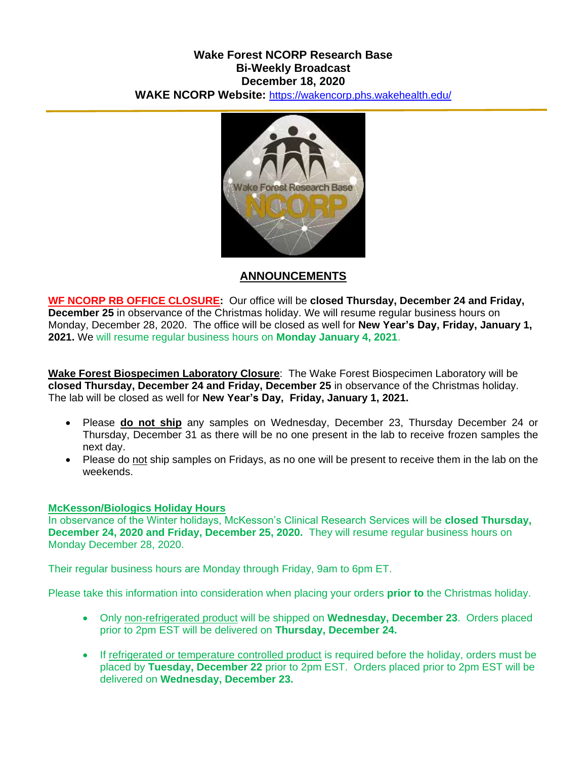**Wake Forest NCORP Research Base**
**Bi-Weekly Broadcast**
**December 18, 2020**
**WAKE NCORP Website:** https://wakencorp.phs.wakehealth.edu/

## ANNOUNCEMENTS

**WF NCORP RB OFFICE CLOSURE:** Our office will be **closed Thursday, December 24 and Friday, December 25** in observance of the Christmas holiday. We will resume regular business hours on Monday, December 28, 2020. The office will be closed as well for **New Year's Day, Friday, January 1, 2021.** We will resume regular business hours on **Monday January 4, 2021**.

**Wake Forest Biospecimen Laboratory Closure**: The Wake Forest Biospecimen Laboratory will be **closed Thursday, December 24 and Friday, December 25** in observance of the Christmas holiday. The lab will be closed as well for **New Year's Day, Friday, January 1, 2021.**

- Please **do not ship** any samples on Wednesday, December 23, Thursday December 24 or Thursday, December 31 as there will be no one present in the lab to receive frozen samples the next day.
- Please do not ship samples on Fridays, as no one will be present to receive them in the lab on the weekends.

**McKesson/Biologics Holiday Hours**
In observance of the Winter holidays, McKesson's Clinical Research Services will be **closed Thursday, December 24, 2020 and Friday, December 25, 2020.** They will resume regular business hours on Monday December 28, 2020.

Their regular business hours are Monday through Friday, 9am to 6pm ET.

Please take this information into consideration when placing your orders **prior to** the Christmas holiday.

- Only non-refrigerated product will be shipped on **Wednesday, December 23**. Orders placed prior to 2pm EST will be delivered on **Thursday, December 24.**
- If refrigerated or temperature controlled product is required before the holiday, orders must be placed by **Tuesday, December 22** prior to 2pm EST. Orders placed prior to 2pm EST will be delivered on **Wednesday, December 23.**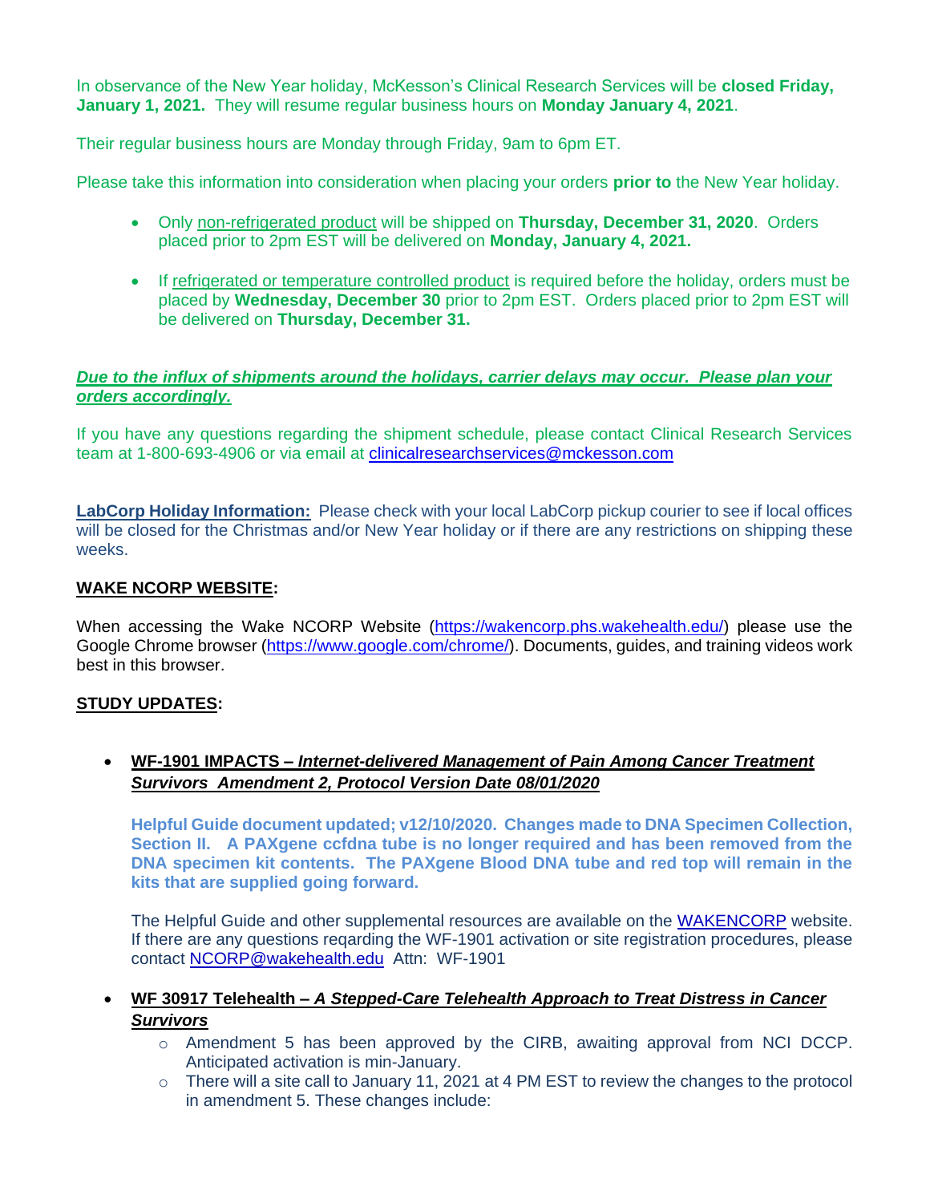In observance of the New Year holiday, McKesson's Clinical Research Services will be **closed Friday, January 1, 2021.** They will resume regular business hours on **Monday January 4, 2021**.

Their regular business hours are Monday through Friday, 9am to 6pm ET.

Please take this information into consideration when placing your orders **prior to** the New Year holiday.

- Only non-refrigerated product will be shipped on **Thursday, December 31, 2020**. Orders placed prior to 2pm EST will be delivered on **Monday, January 4, 2021.**

- If refrigerated or temperature controlled product is required before the holiday, orders must be placed by **Wednesday, December 30** prior to 2pm EST. Orders placed prior to 2pm EST will be delivered on **Thursday, December 31.**

***Due to the influx of shipments around the holidays, carrier delays may occur. Please plan your orders accordingly.***

If you have any questions regarding the shipment schedule, please contact Clinical Research Services team at 1-800-693-4906 or via email at clinicalresearchservices@mckesson.com

**LabCorp Holiday Information:** Please check with your local LabCorp pickup courier to see if local offices will be closed for the Christmas and/or New Year holiday or if there are any restrictions on shipping these weeks.

**WAKE NCORP WEBSITE:**

When accessing the Wake NCORP Website (https://wakencorp.phs.wakehealth.edu/) please use the Google Chrome browser (https://www.google.com/chrome/). Documents, guides, and training videos work best in this browser.

**STUDY UPDATES:**

- **WF-1901 IMPACTS – *Internet-delivered Management of Pain Among Cancer Treatment Survivors Amendment 2, Protocol Version Date 08/01/2020***

  **Helpful Guide document updated; v12/10/2020. Changes made to DNA Specimen Collection, Section II. A PAXgene ccfdna tube is no longer required and has been removed from the DNA specimen kit contents. The PAXgene Blood DNA tube and red top will remain in the kits that are supplied going forward.**

  The Helpful Guide and other supplemental resources are available on the WAKENCORP website. If there are any questions reqarding the WF-1901 activation or site registration procedures, please contact NCORP@wakehealth.edu Attn: WF-1901

- **WF 30917 Telehealth – *A Stepped-Care Telehealth Approach to Treat Distress in Cancer Survivors***
  - Amendment 5 has been approved by the CIRB, awaiting approval from NCI DCCP. Anticipated activation is min-January.
  - There will a site call to January 11, 2021 at 4 PM EST to review the changes to the protocol in amendment 5. These changes include: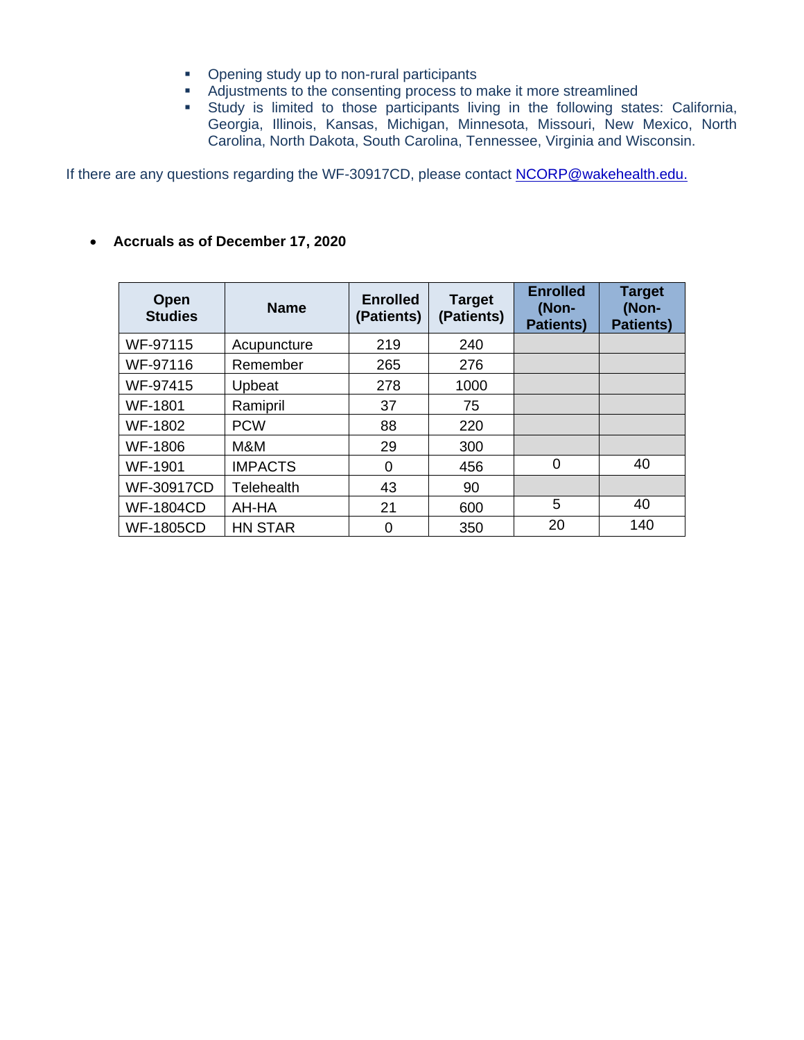- Opening study up to non-rural participants
- Adjustments to the consenting process to make it more streamlined
- Study is limited to those participants living in the following states: California, Georgia, Illinois, Kansas, Michigan, Minnesota, Missouri, New Mexico, North Carolina, North Dakota, South Carolina, Tennessee, Virginia and Wisconsin.

If there are any questions regarding the WF-30917CD, please contact NCORP@wakehealth.edu.

- **Accruals as of December 17, 2020**

| Open Studies | Name | Enrolled (Patients) | Target (Patients) | Enrolled (Non-Patients) | Target (Non-Patients) |
|---|---|---|---|---|---|
| WF-97115 | Acupuncture | 219 | 240 | | |
| WF-97116 | Remember | 265 | 276 | | |
| WF-97415 | Upbeat | 278 | 1000 | | |
| WF-1801 | Ramipril | 37 | 75 | | |
| WF-1802 | PCW | 88 | 220 | | |
| WF-1806 | M&M | 29 | 300 | | |
| WF-1901 | IMPACTS | 0 | 456 | 0 | 40 |
| WF-30917CD | Telehealth | 43 | 90 | | |
| WF-1804CD | AH-HA | 21 | 600 | 5 | 40 |
| WF-1805CD | HN STAR | 0 | 350 | 20 | 140 |